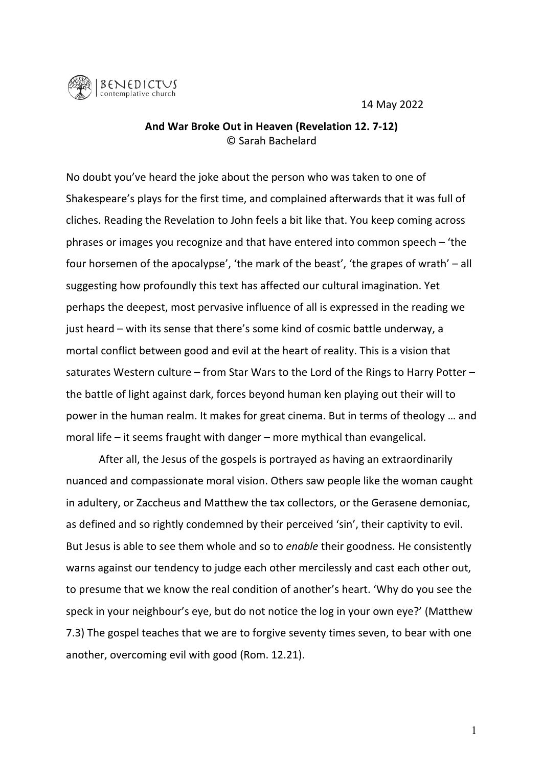BENEDICTUS contemplative church

14 May 2022

**And War Broke Out in Heaven (Revelation 12. 7-12)**
© Sarah Bachelard

No doubt you've heard the joke about the person who was taken to one of Shakespeare's plays for the first time, and complained afterwards that it was full of cliches. Reading the Revelation to John feels a bit like that. You keep coming across phrases or images you recognize and that have entered into common speech – 'the four horsemen of the apocalypse', 'the mark of the beast', 'the grapes of wrath' – all suggesting how profoundly this text has affected our cultural imagination. Yet perhaps the deepest, most pervasive influence of all is expressed in the reading we just heard – with its sense that there's some kind of cosmic battle underway, a mortal conflict between good and evil at the heart of reality. This is a vision that saturates Western culture – from Star Wars to the Lord of the Rings to Harry Potter – the battle of light against dark, forces beyond human ken playing out their will to power in the human realm. It makes for great cinema. But in terms of theology … and moral life – it seems fraught with danger – more mythical than evangelical.

After all, the Jesus of the gospels is portrayed as having an extraordinarily nuanced and compassionate moral vision. Others saw people like the woman caught in adultery, or Zaccheus and Matthew the tax collectors, or the Gerasene demoniac, as defined and so rightly condemned by their perceived 'sin', their captivity to evil. But Jesus is able to see them whole and so to *enable* their goodness. He consistently warns against our tendency to judge each other mercilessly and cast each other out, to presume that we know the real condition of another's heart. 'Why do you see the speck in your neighbour's eye, but do not notice the log in your own eye?' (Matthew 7.3) The gospel teaches that we are to forgive seventy times seven, to bear with one another, overcoming evil with good (Rom. 12.21).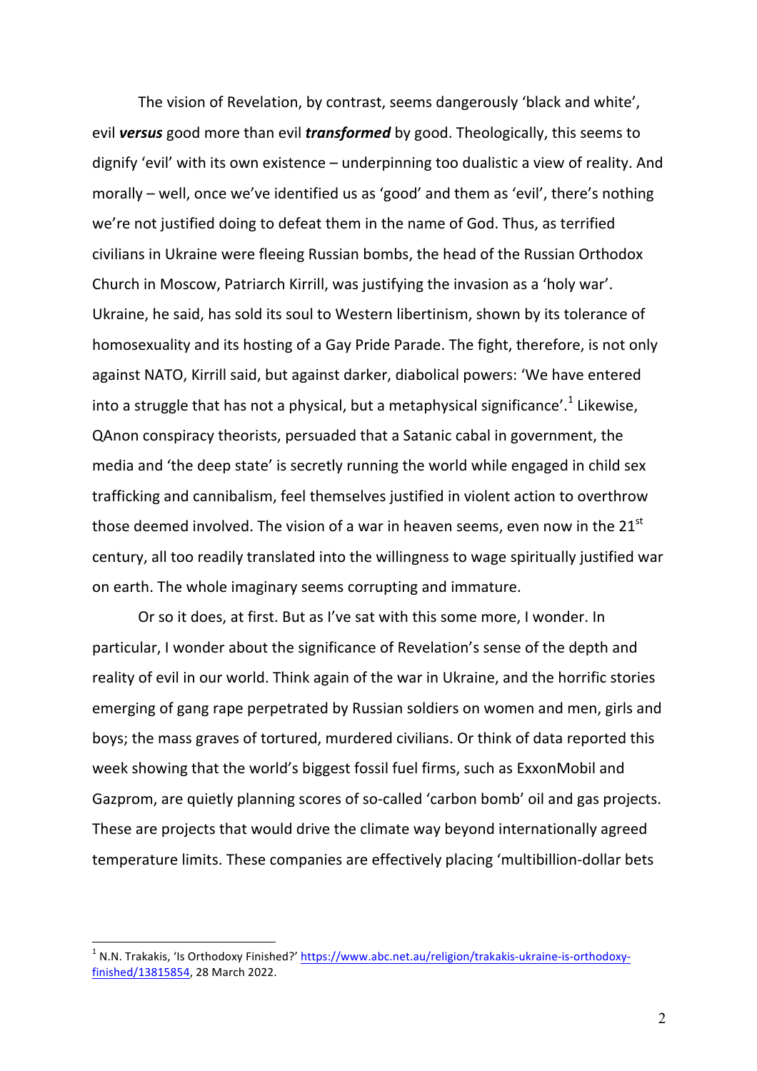The vision of Revelation, by contrast, seems dangerously 'black and white', evil ***versus*** good more than evil ***transformed*** by good. Theologically, this seems to dignify 'evil' with its own existence – underpinning too dualistic a view of reality. And morally – well, once we've identified us as 'good' and them as 'evil', there's nothing we're not justified doing to defeat them in the name of God. Thus, as terrified civilians in Ukraine were fleeing Russian bombs, the head of the Russian Orthodox Church in Moscow, Patriarch Kirrill, was justifying the invasion as a 'holy war'. Ukraine, he said, has sold its soul to Western libertinism, shown by its tolerance of homosexuality and its hosting of a Gay Pride Parade. The fight, therefore, is not only against NATO, Kirrill said, but against darker, diabolical powers: 'We have entered into a struggle that has not a physical, but a metaphysical significance'.[1] Likewise, QAnon conspiracy theorists, persuaded that a Satanic cabal in government, the media and 'the deep state' is secretly running the world while engaged in child sex trafficking and cannibalism, feel themselves justified in violent action to overthrow those deemed involved. The vision of a war in heaven seems, even now in the 21st century, all too readily translated into the willingness to wage spiritually justified war on earth. The whole imaginary seems corrupting and immature.

Or so it does, at first. But as I've sat with this some more, I wonder. In particular, I wonder about the significance of Revelation's sense of the depth and reality of evil in our world. Think again of the war in Ukraine, and the horrific stories emerging of gang rape perpetrated by Russian soldiers on women and men, girls and boys; the mass graves of tortured, murdered civilians. Or think of data reported this week showing that the world's biggest fossil fuel firms, such as ExxonMobil and Gazprom, are quietly planning scores of so-called 'carbon bomb' oil and gas projects. These are projects that would drive the climate way beyond internationally agreed temperature limits. These companies are effectively placing 'multibillion-dollar bets

---

[1] N.N. Trakakis, 'Is Orthodoxy Finished?' https://www.abc.net.au/religion/trakakis-ukraine-is-orthodoxy-finished/13815854, 28 March 2022.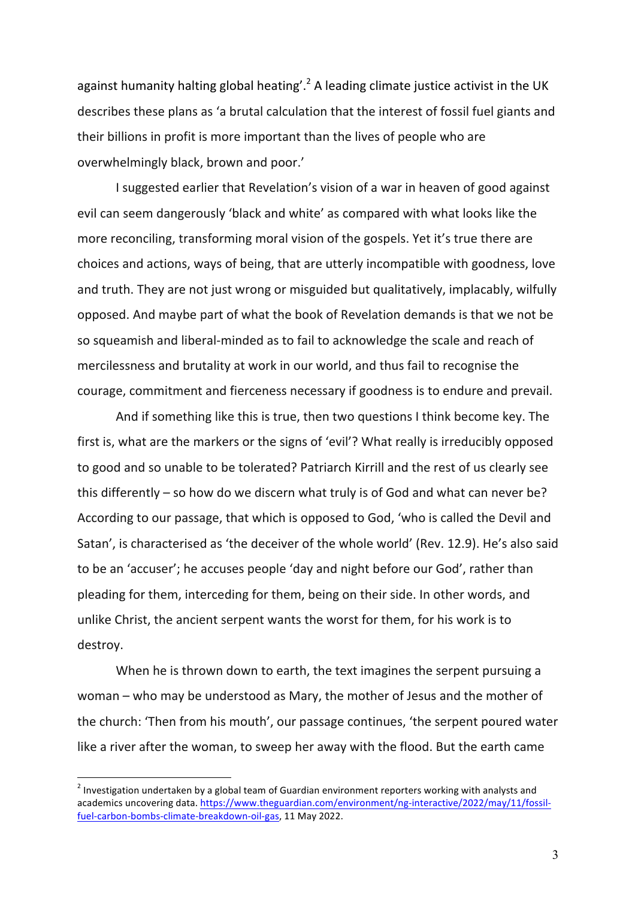against humanity halting global heating'.[2] A leading climate justice activist in the UK describes these plans as 'a brutal calculation that the interest of fossil fuel giants and their billions in profit is more important than the lives of people who are overwhelmingly black, brown and poor.'

I suggested earlier that Revelation's vision of a war in heaven of good against evil can seem dangerously 'black and white' as compared with what looks like the more reconciling, transforming moral vision of the gospels. Yet it's true there are choices and actions, ways of being, that are utterly incompatible with goodness, love and truth. They are not just wrong or misguided but qualitatively, implacably, wilfully opposed. And maybe part of what the book of Revelation demands is that we not be so squeamish and liberal-minded as to fail to acknowledge the scale and reach of mercilessness and brutality at work in our world, and thus fail to recognise the courage, commitment and fierceness necessary if goodness is to endure and prevail.

And if something like this is true, then two questions I think become key. The first is, what are the markers or the signs of 'evil'? What really is irreducibly opposed to good and so unable to be tolerated? Patriarch Kirrill and the rest of us clearly see this differently – so how do we discern what truly is of God and what can never be? According to our passage, that which is opposed to God, 'who is called the Devil and Satan', is characterised as 'the deceiver of the whole world' (Rev. 12.9). He's also said to be an 'accuser'; he accuses people 'day and night before our God', rather than pleading for them, interceding for them, being on their side. In other words, and unlike Christ, the ancient serpent wants the worst for them, for his work is to destroy.

When he is thrown down to earth, the text imagines the serpent pursuing a woman – who may be understood as Mary, the mother of Jesus and the mother of the church: 'Then from his mouth', our passage continues, 'the serpent poured water like a river after the woman, to sweep her away with the flood. But the earth came

---

[2] Investigation undertaken by a global team of Guardian environment reporters working with analysts and academics uncovering data. https://www.theguardian.com/environment/ng-interactive/2022/may/11/fossil-fuel-carbon-bombs-climate-breakdown-oil-gas, 11 May 2022.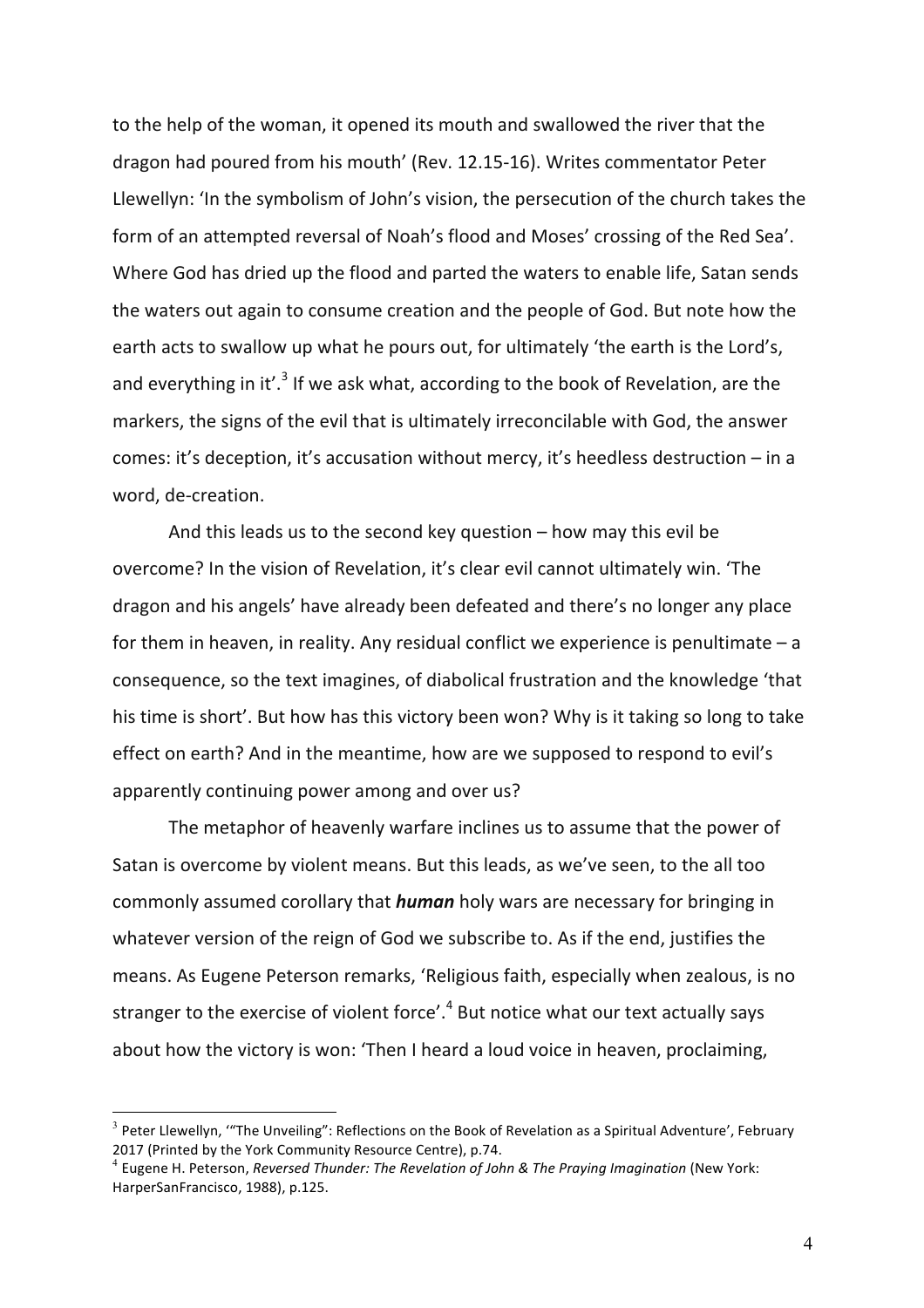to the help of the woman, it opened its mouth and swallowed the river that the dragon had poured from his mouth' (Rev. 12.15-16). Writes commentator Peter Llewellyn: 'In the symbolism of John's vision, the persecution of the church takes the form of an attempted reversal of Noah's flood and Moses' crossing of the Red Sea'. Where God has dried up the flood and parted the waters to enable life, Satan sends the waters out again to consume creation and the people of God. But note how the earth acts to swallow up what he pours out, for ultimately 'the earth is the Lord's, and everything in it'.[3] If we ask what, according to the book of Revelation, are the markers, the signs of the evil that is ultimately irreconcilable with God, the answer comes: it's deception, it's accusation without mercy, it's heedless destruction – in a word, de-creation.

And this leads us to the second key question – how may this evil be overcome? In the vision of Revelation, it's clear evil cannot ultimately win. 'The dragon and his angels' have already been defeated and there's no longer any place for them in heaven, in reality. Any residual conflict we experience is penultimate – a consequence, so the text imagines, of diabolical frustration and the knowledge 'that his time is short'. But how has this victory been won? Why is it taking so long to take effect on earth? And in the meantime, how are we supposed to respond to evil's apparently continuing power among and over us?

The metaphor of heavenly warfare inclines us to assume that the power of Satan is overcome by violent means. But this leads, as we've seen, to the all too commonly assumed corollary that ***human*** holy wars are necessary for bringing in whatever version of the reign of God we subscribe to. As if the end, justifies the means. As Eugene Peterson remarks, 'Religious faith, especially when zealous, is no stranger to the exercise of violent force'.[4] But notice what our text actually says about how the victory is won: 'Then I heard a loud voice in heaven, proclaiming,

---

[3] Peter Llewellyn, '"The Unveiling": Reflections on the Book of Revelation as a Spiritual Adventure', February 2017 (Printed by the York Community Resource Centre), p.74.

[4] Eugene H. Peterson, *Reversed Thunder: The Revelation of John & The Praying Imagination* (New York: HarperSanFrancisco, 1988), p.125.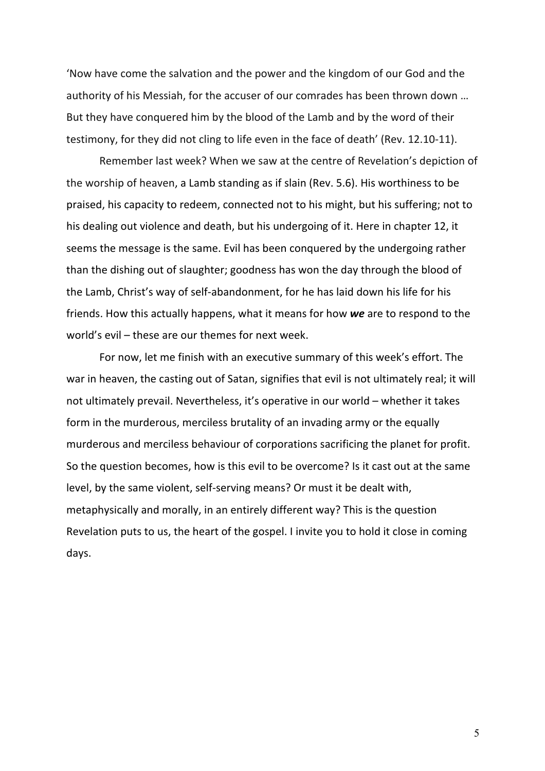‘Now have come the salvation and the power and the kingdom of our God and the authority of his Messiah, for the accuser of our comrades has been thrown down … But they have conquered him by the blood of the Lamb and by the word of their testimony, for they did not cling to life even in the face of death’ (Rev. 12.10-11).

Remember last week? When we saw at the centre of Revelation’s depiction of the worship of heaven, a Lamb standing as if slain (Rev. 5.6). His worthiness to be praised, his capacity to redeem, connected not to his might, but his suffering; not to his dealing out violence and death, but his undergoing of it. Here in chapter 12, it seems the message is the same. Evil has been conquered by the undergoing rather than the dishing out of slaughter; goodness has won the day through the blood of the Lamb, Christ’s way of self-abandonment, for he has laid down his life for his friends. How this actually happens, what it means for how ***we*** are to respond to the world’s evil – these are our themes for next week.

For now, let me finish with an executive summary of this week’s effort. The war in heaven, the casting out of Satan, signifies that evil is not ultimately real; it will not ultimately prevail. Nevertheless, it’s operative in our world – whether it takes form in the murderous, merciless brutality of an invading army or the equally murderous and merciless behaviour of corporations sacrificing the planet for profit. So the question becomes, how is this evil to be overcome? Is it cast out at the same level, by the same violent, self-serving means? Or must it be dealt with, metaphysically and morally, in an entirely different way? This is the question Revelation puts to us, the heart of the gospel. I invite you to hold it close in coming days.